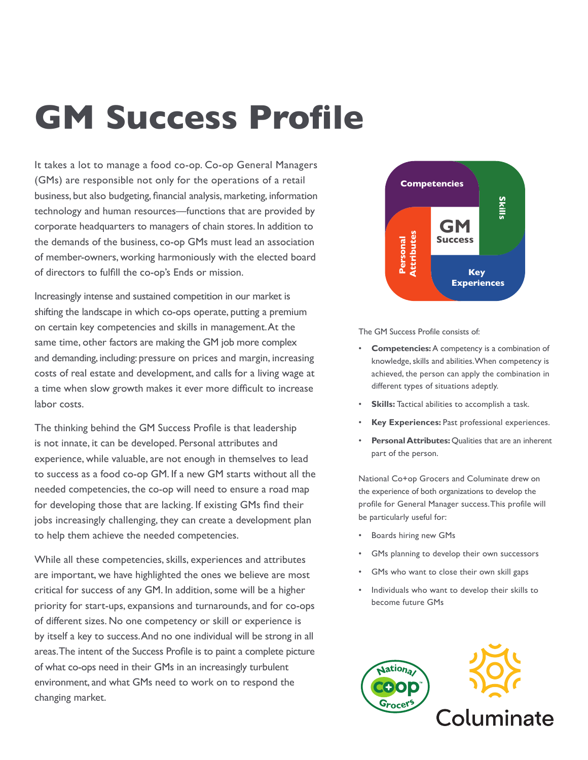# GM Success Profile

It takes a lot to manage a food co-op. Co-op General Managers (GMs) are responsible not only for the operations of a retail business, but also budgeting, financial analysis, marketing, information technology and human resources—functions that are provided by corporate headquarters to managers of chain stores. In addition to the demands of the business, co-op GMs must lead an association of member-owners, working harmoniously with the elected board of directors to fulfill the co-op's Ends or mission.

Increasingly intense and sustained competition in our market is shifting the landscape in which co-ops operate, putting a premium on certain key competencies and skills in management. At the same time, other factors are making the GM job more complex and demanding, including: pressure on prices and margin, increasing costs of real estate and development, and calls for a living wage at a time when slow growth makes it ever more difficult to increase labor costs.

The thinking behind the GM Success Profile is that leadership is not innate, it can be developed. Personal attributes and experience, while valuable, are not enough in themselves to lead to success as a food co-op GM. If a new GM starts without all the needed competencies, the co-op will need to ensure a road map for developing those that are lacking. If existing GMs find their jobs increasingly challenging, they can create a development plan to help them achieve the needed competencies.

While all these competencies, skills, experiences and attributes are important, we have highlighted the ones we believe are most critical for success of any GM. In addition, some will be a higher priority for start-ups, expansions and turnarounds, and for co-ops of different sizes. No one competency or skill or experience is by itself a key to success. And no one individual will be strong in all areas. The intent of the Success Profile is to paint a complete picture of what co-ops need in their GMs in an increasingly turbulent environment, and what GMs need to work on to respond the changing market.

Competencies | Skills | Key Experiences | Personal Attributes | GM Success

The GM Success Profile consists of:

- **Competencies:** A competency is a combination of knowledge, skills and abilities. When competency is achieved, the person can apply the combination in different types of situations adeptly.
- **Skills:** Tactical abilities to accomplish a task.
- **Key Experiences:** Past professional experiences.
- **Personal Attributes:** Qualities that are an inherent part of the person.

National Co+op Grocers and Columinate drew on the experience of both organizations to develop the profile for General Manager success. This profile will be particularly useful for:

- Boards hiring new GMs
- GMs planning to develop their own successors
- GMs who want to close their own skill gaps
- Individuals who want to develop their skills to become future GMs

National Co+op Grocers

Columinate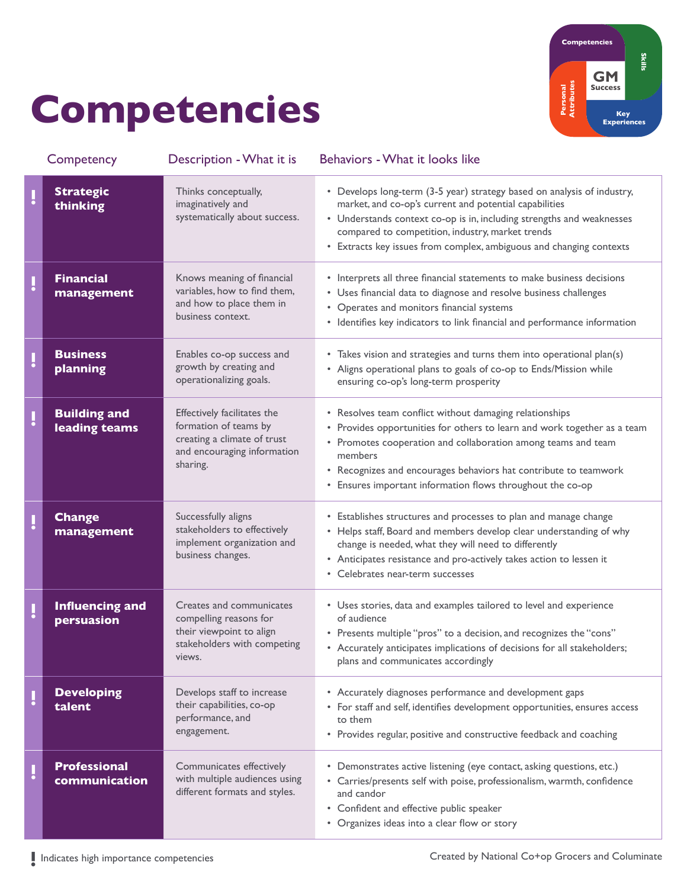# Competencies

Competencies | Skills | GM Success | Personal Attributes | Key Experiences

| Competency | Description - What it is | Behaviors - What it looks like |
|---|---|---|
| ! **Strategic thinking** | Thinks conceptually, imaginatively and systematically about success. | • Develops long-term (3-5 year) strategy based on analysis of industry, market, and co-op's current and potential capabilities<br>• Understands context co-op is in, including strengths and weaknesses compared to competition, industry, market trends<br>• Extracts key issues from complex, ambiguous and changing contexts |
| ! **Financial management** | Knows meaning of financial variables, how to find them, and how to place them in business context. | • Interprets all three financial statements to make business decisions<br>• Uses financial data to diagnose and resolve business challenges<br>• Operates and monitors financial systems<br>• Identifies key indicators to link financial and performance information |
| ! **Business planning** | Enables co-op success and growth by creating and operationalizing goals. | • Takes vision and strategies and turns them into operational plan(s)<br>• Aligns operational plans to goals of co-op to Ends/Mission while ensuring co-op's long-term prosperity |
| ! **Building and leading teams** | Effectively facilitates the formation of teams by creating a climate of trust and encouraging information sharing. | • Resolves team conflict without damaging relationships<br>• Provides opportunities for others to learn and work together as a team<br>• Promotes cooperation and collaboration among teams and team members<br>• Recognizes and encourages behaviors hat contribute to teamwork<br>• Ensures important information flows throughout the co-op |
| ! **Change management** | Successfully aligns stakeholders to effectively implement organization and business changes. | • Establishes structures and processes to plan and manage change<br>• Helps staff, Board and members develop clear understanding of why change is needed, what they will need to differently<br>• Anticipates resistance and pro-actively takes action to lessen it<br>• Celebrates near-term successes |
| ! **Influencing and persuasion** | Creates and communicates compelling reasons for their viewpoint to align stakeholders with competing views. | • Uses stories, data and examples tailored to level and experience of audience<br>• Presents multiple "pros" to a decision, and recognizes the "cons"<br>• Accurately anticipates implications of decisions for all stakeholders; plans and communicates accordingly |
| ! **Developing talent** | Develops staff to increase their capabilities, co-op performance, and engagement. | • Accurately diagnoses performance and development gaps<br>• For staff and self, identifies development opportunities, ensures access to them<br>• Provides regular, positive and constructive feedback and coaching |
| ! **Professional communication** | Communicates effectively with multiple audiences using different formats and styles. | • Demonstrates active listening (eye contact, asking questions, etc.)<br>• Carries/presents self with poise, professionalism, warmth, confidence and candor<br>• Confident and effective public speaker<br>• Organizes ideas into a clear flow or story |

! Indicates high importance competencies

Created by National Co+op Grocers and Columinate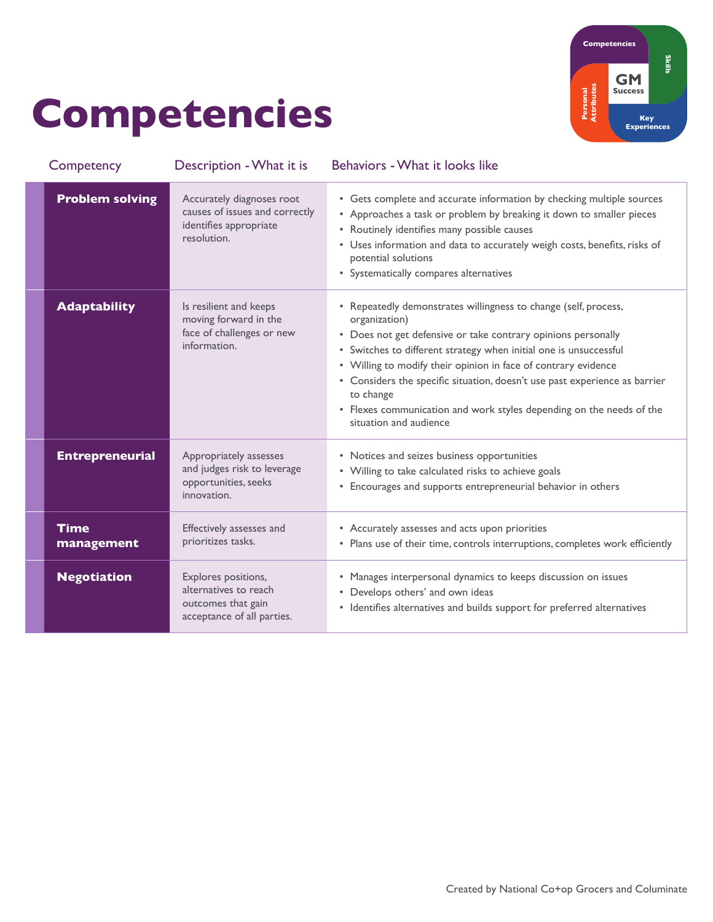# Competencies

| Competency | Description - What it is | Behaviors - What it looks like |
|---|---|---|
| **Problem solving** | Accurately diagnoses root causes of issues and correctly identifies appropriate resolution. | • Gets complete and accurate information by checking multiple sources<br>• Approaches a task or problem by breaking it down to smaller pieces<br>• Routinely identifies many possible causes<br>• Uses information and data to accurately weigh costs, benefits, risks of potential solutions<br>• Systematically compares alternatives |
| **Adaptability** | Is resilient and keeps moving forward in the face of challenges or new information. | • Repeatedly demonstrates willingness to change (self, process, organization)<br>• Does not get defensive or take contrary opinions personally<br>• Switches to different strategy when initial one is unsuccessful<br>• Willing to modify their opinion in face of contrary evidence<br>• Considers the specific situation, doesn't use past experience as barrier to change<br>• Flexes communication and work styles depending on the needs of the situation and audience |
| **Entrepreneurial** | Appropriately assesses and judges risk to leverage opportunities, seeks innovation. | • Notices and seizes business opportunities<br>• Willing to take calculated risks to achieve goals<br>• Encourages and supports entrepreneurial behavior in others |
| **Time management** | Effectively assesses and prioritizes tasks. | • Accurately assesses and acts upon priorities<br>• Plans use of their time, controls interruptions, completes work efficiently |
| **Negotiation** | Explores positions, alternatives to reach outcomes that gain acceptance of all parties. | • Manages interpersonal dynamics to keeps discussion on issues<br>• Develops others' and own ideas<br>• Identifies alternatives and builds support for preferred alternatives |

Created by National Co+op Grocers and Columinate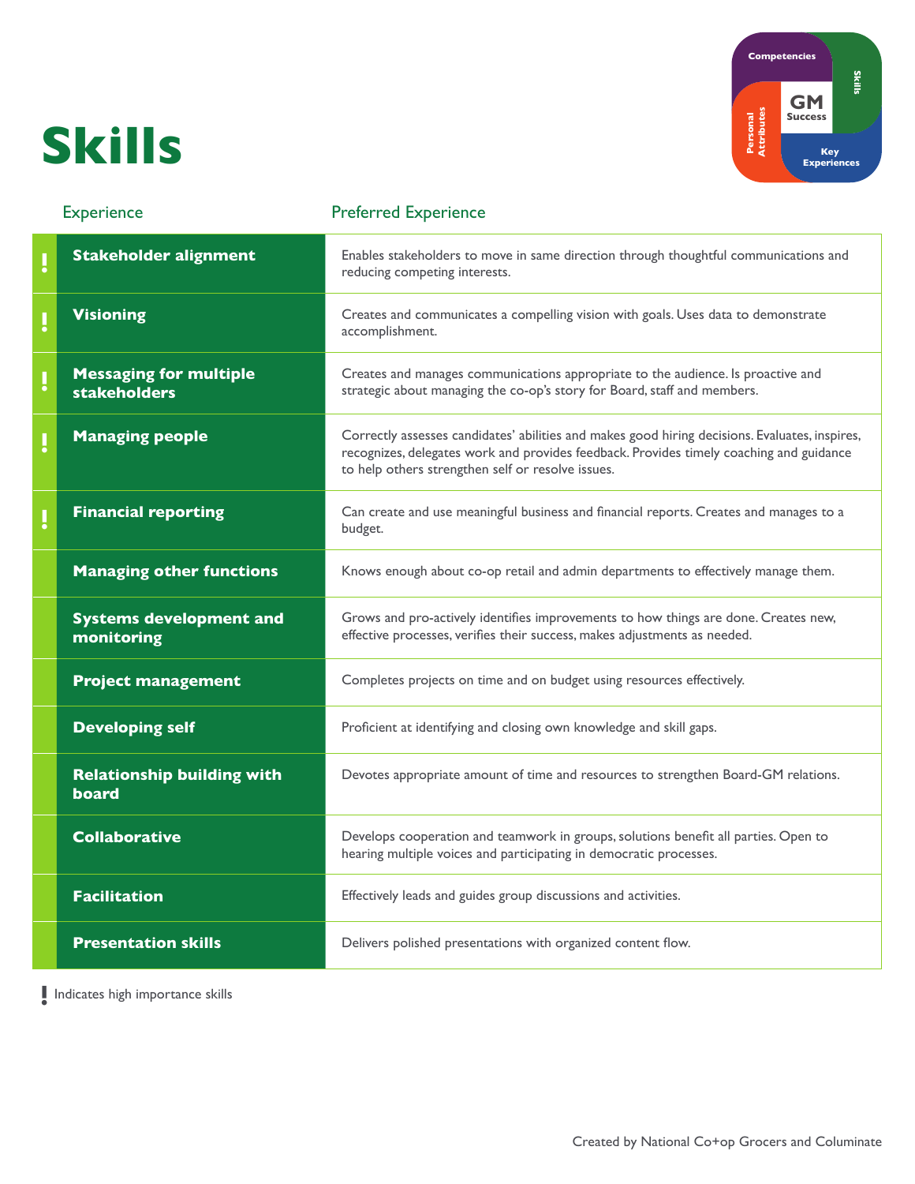# Skills

| Experience | Preferred Experience |
| --- | --- |
| ! **Stakeholder alignment** | Enables stakeholders to move in same direction through thoughtful communications and reducing competing interests. |
| ! **Visioning** | Creates and communicates a compelling vision with goals. Uses data to demonstrate accomplishment. |
| ! **Messaging for multiple stakeholders** | Creates and manages communications appropriate to the audience. Is proactive and strategic about managing the co-op's story for Board, staff and members. |
| ! **Managing people** | Correctly assesses candidates' abilities and makes good hiring decisions. Evaluates, inspires, recognizes, delegates work and provides feedback. Provides timely coaching and guidance to help others strengthen self or resolve issues. |
| ! **Financial reporting** | Can create and use meaningful business and financial reports. Creates and manages to a budget. |
| **Managing other functions** | Knows enough about co-op retail and admin departments to effectively manage them. |
| **Systems development and monitoring** | Grows and pro-actively identifies improvements to how things are done. Creates new, effective processes, verifies their success, makes adjustments as needed. |
| **Project management** | Completes projects on time and on budget using resources effectively. |
| **Developing self** | Proficient at identifying and closing own knowledge and skill gaps. |
| **Relationship building with board** | Devotes appropriate amount of time and resources to strengthen Board-GM relations. |
| **Collaborative** | Develops cooperation and teamwork in groups, solutions benefit all parties. Open to hearing multiple voices and participating in democratic processes. |
| **Facilitation** | Effectively leads and guides group discussions and activities. |
| **Presentation skills** | Delivers polished presentations with organized content flow. |

! Indicates high importance skills

Created by National Co+op Grocers and Columinate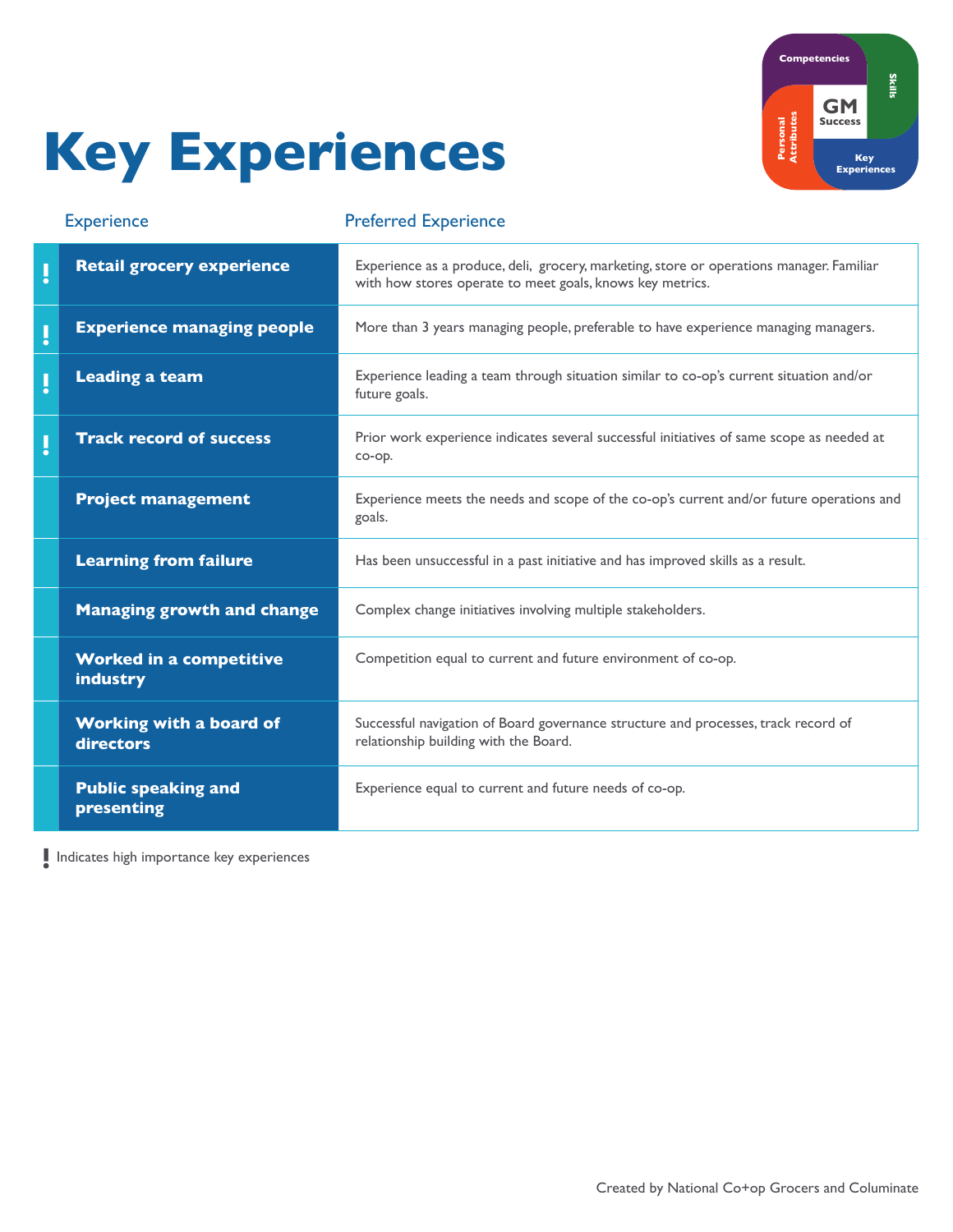# Key Experiences

| Experience | Preferred Experience |
|---|---|
| ! **Retail grocery experience** | Experience as a produce, deli, grocery, marketing, store or operations manager. Familiar with how stores operate to meet goals, knows key metrics. |
| ! **Experience managing people** | More than 3 years managing people, preferable to have experience managing managers. |
| ! **Leading a team** | Experience leading a team through situation similar to co-op's current situation and/or future goals. |
| ! **Track record of success** | Prior work experience indicates several successful initiatives of same scope as needed at co-op. |
| **Project management** | Experience meets the needs and scope of the co-op's current and/or future operations and goals. |
| **Learning from failure** | Has been unsuccessful in a past initiative and has improved skills as a result. |
| **Managing growth and change** | Complex change initiatives involving multiple stakeholders. |
| **Worked in a competitive industry** | Competition equal to current and future environment of co-op. |
| **Working with a board of directors** | Successful navigation of Board governance structure and processes, track record of relationship building with the Board. |
| **Public speaking and presenting** | Experience equal to current and future needs of co-op. |

! Indicates high importance key experiences

Created by National Co+op Grocers and Columinate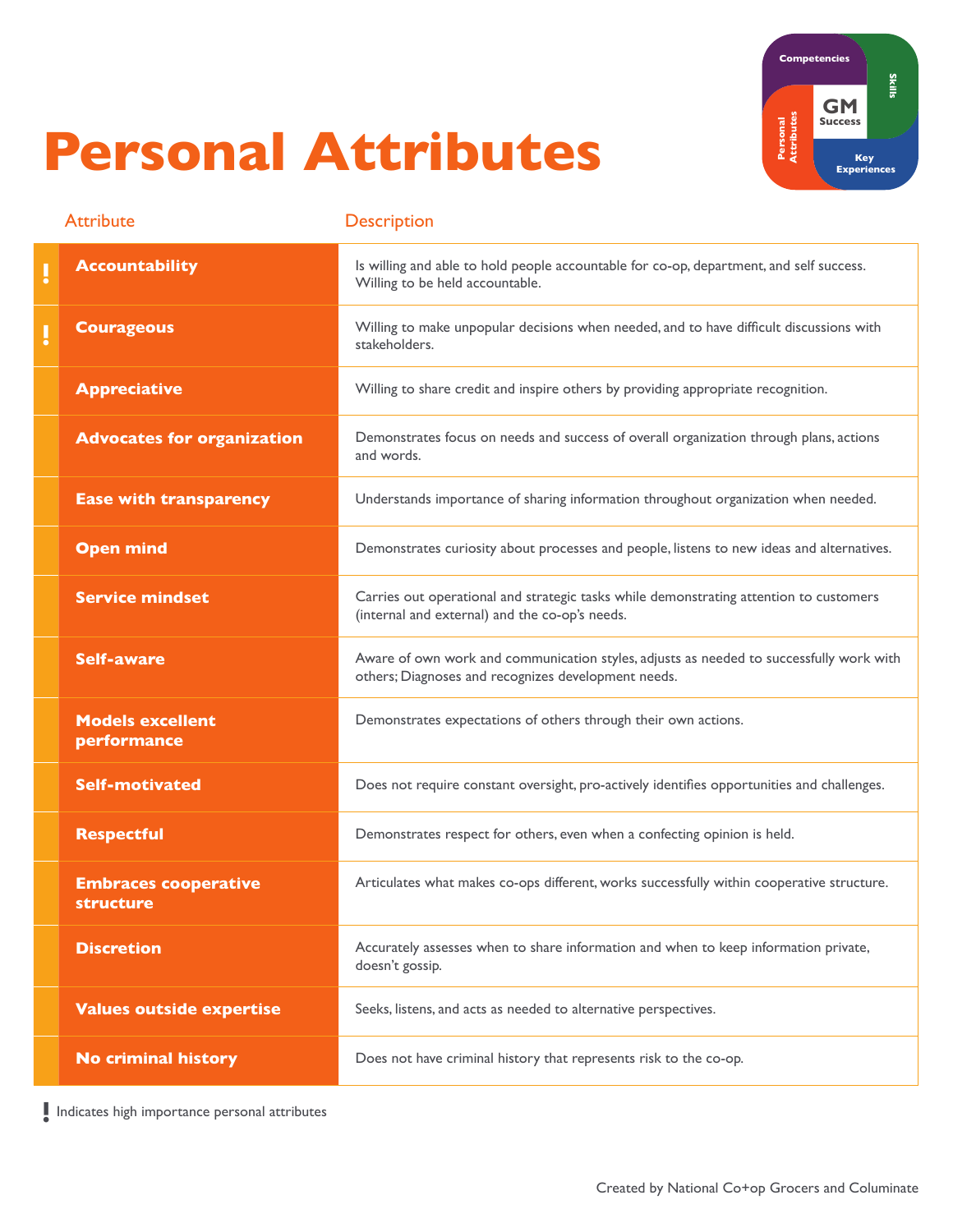# Personal Attributes

| Attribute | Description |
|---|---|
| ! **Accountability** | Is willing and able to hold people accountable for co-op, department, and self success. Willing to be held accountable. |
| ! **Courageous** | Willing to make unpopular decisions when needed, and to have difficult discussions with stakeholders. |
| **Appreciative** | Willing to share credit and inspire others by providing appropriate recognition. |
| **Advocates for organization** | Demonstrates focus on needs and success of overall organization through plans, actions and words. |
| **Ease with transparency** | Understands importance of sharing information throughout organization when needed. |
| **Open mind** | Demonstrates curiosity about processes and people, listens to new ideas and alternatives. |
| **Service mindset** | Carries out operational and strategic tasks while demonstrating attention to customers (internal and external) and the co-op's needs. |
| **Self-aware** | Aware of own work and communication styles, adjusts as needed to successfully work with others; Diagnoses and recognizes development needs. |
| **Models excellent performance** | Demonstrates expectations of others through their own actions. |
| **Self-motivated** | Does not require constant oversight, pro-actively identifies opportunities and challenges. |
| **Respectful** | Demonstrates respect for others, even when a confecting opinion is held. |
| **Embraces cooperative structure** | Articulates what makes co-ops different, works successfully within cooperative structure. |
| **Discretion** | Accurately assesses when to share information and when to keep information private, doesn't gossip. |
| **Values outside expertise** | Seeks, listens, and acts as needed to alternative perspectives. |
| **No criminal history** | Does not have criminal history that represents risk to the co-op. |

! Indicates high importance personal attributes

Created by National Co+op Grocers and Columinate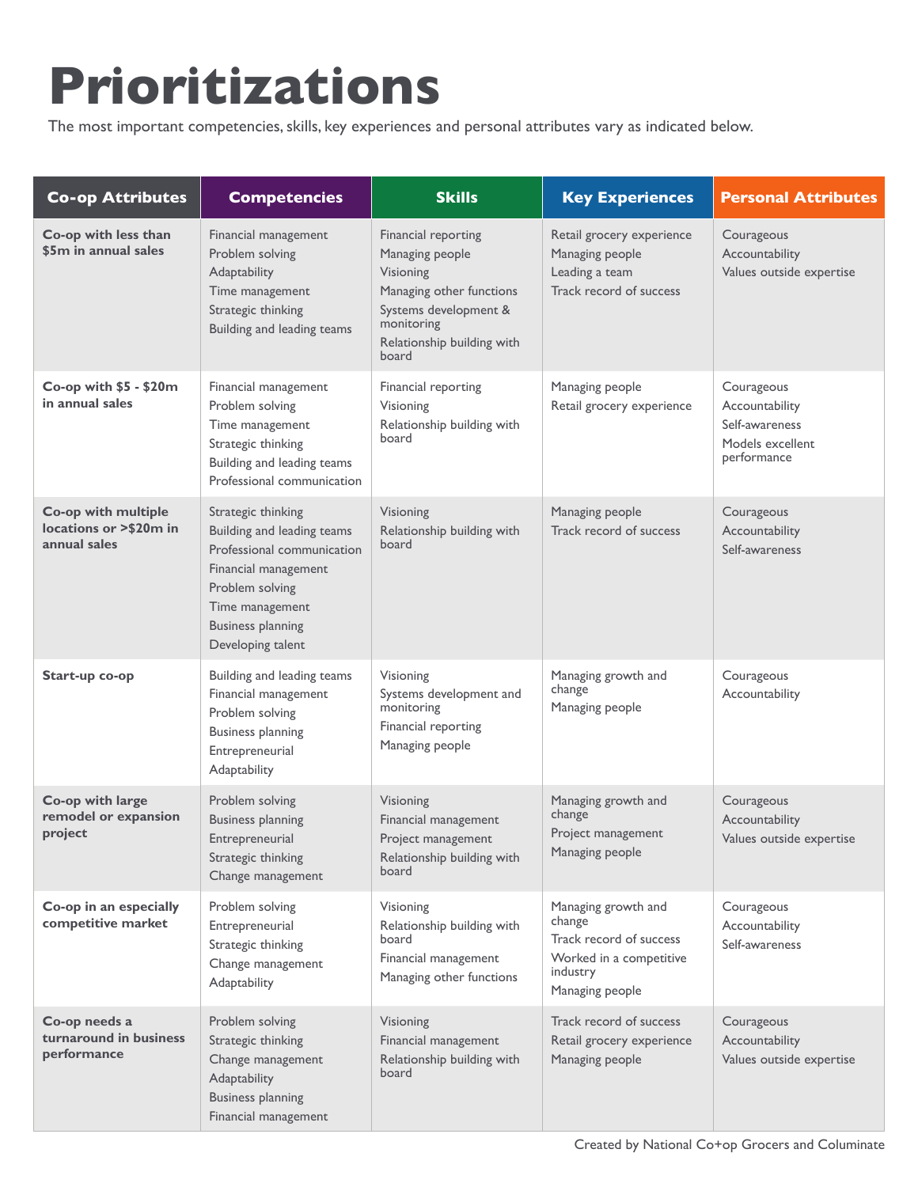# Prioritizations

The most important competencies, skills, key experiences and personal attributes vary as indicated below.

| Co-op Attributes | Competencies | Skills | Key Experiences | Personal Attributes |
|---|---|---|---|---|
| **Co-op with less than $5m in annual sales** | Financial management<br>Problem solving<br>Adaptability<br>Time management<br>Strategic thinking<br>Building and leading teams | Financial reporting<br>Managing people<br>Visioning<br>Managing other functions<br>Systems development & monitoring<br>Relationship building with board | Retail grocery experience<br>Managing people<br>Leading a team<br>Track record of success | Courageous<br>Accountability<br>Values outside expertise |
| **Co-op with $5 - $20m in annual sales** | Financial management<br>Problem solving<br>Time management<br>Strategic thinking<br>Building and leading teams<br>Professional communication | Financial reporting<br>Visioning<br>Relationship building with board | Managing people<br>Retail grocery experience | Courageous<br>Accountability<br>Self-awareness<br>Models excellent performance |
| **Co-op with multiple locations or >$20m in annual sales** | Strategic thinking<br>Building and leading teams<br>Professional communication<br>Financial management<br>Problem solving<br>Time management<br>Business planning<br>Developing talent | Visioning<br>Relationship building with board | Managing people<br>Track record of success | Courageous<br>Accountability<br>Self-awareness |
| **Start-up co-op** | Building and leading teams<br>Financial management<br>Problem solving<br>Business planning<br>Entrepreneurial<br>Adaptability | Visioning<br>Systems development and monitoring<br>Financial reporting<br>Managing people | Managing growth and change<br>Managing people | Courageous<br>Accountability |
| **Co-op with large remodel or expansion project** | Problem solving<br>Business planning<br>Entrepreneurial<br>Strategic thinking<br>Change management | Visioning<br>Financial management<br>Project management<br>Relationship building with board | Managing growth and change<br>Project management<br>Managing people | Courageous<br>Accountability<br>Values outside expertise |
| **Co-op in an especially competitive market** | Problem solving<br>Entrepreneurial<br>Strategic thinking<br>Change management<br>Adaptability | Visioning<br>Relationship building with board<br>Financial management<br>Managing other functions | Managing growth and change<br>Track record of success<br>Worked in a competitive industry<br>Managing people | Courageous<br>Accountability<br>Self-awareness |
| **Co-op needs a turnaround in business performance** | Problem solving<br>Strategic thinking<br>Change management<br>Adaptability<br>Business planning<br>Financial management | Visioning<br>Financial management<br>Relationship building with board | Track record of success<br>Retail grocery experience<br>Managing people | Courageous<br>Accountability<br>Values outside expertise |

Created by National Co+op Grocers and Columinate